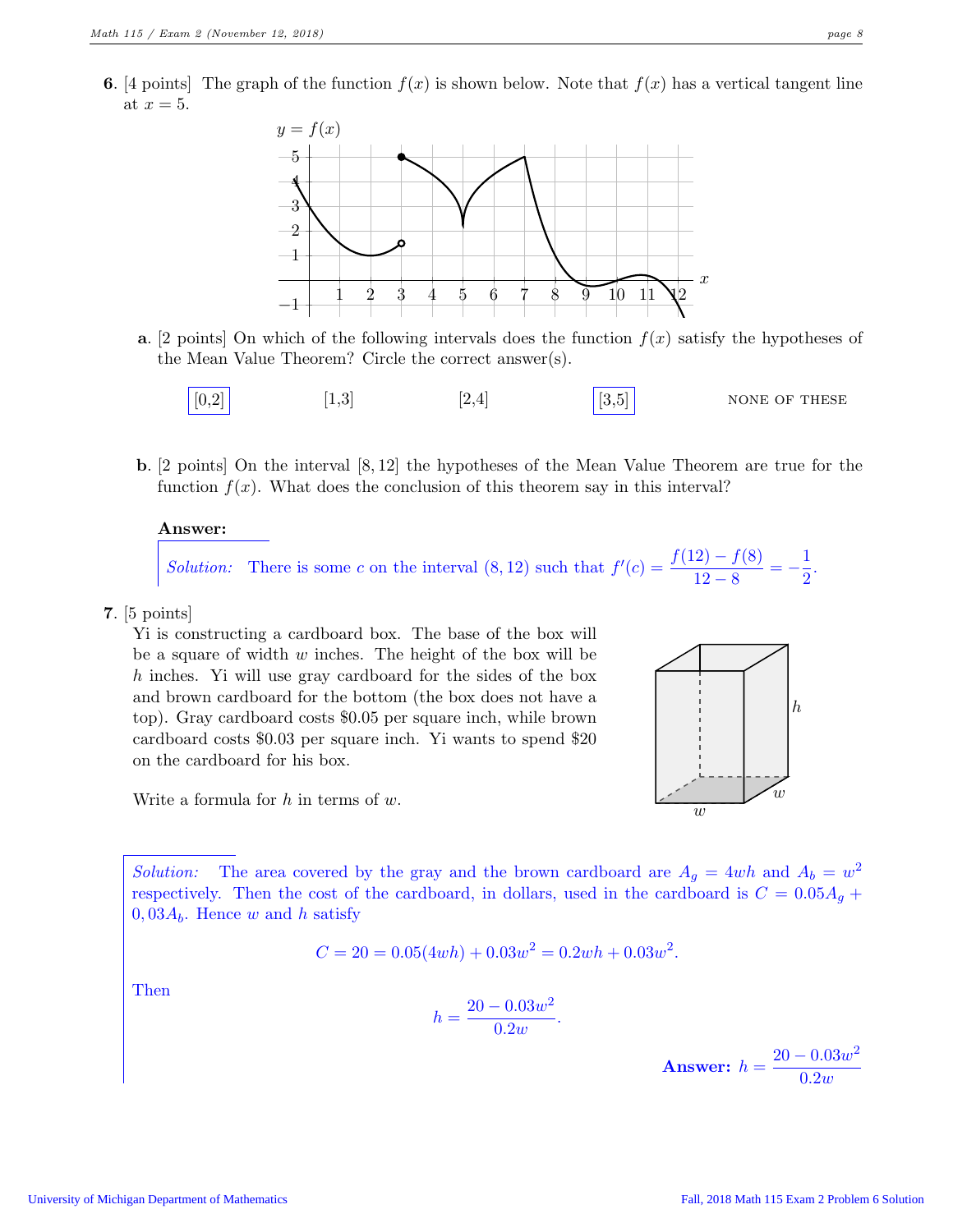**6**. [4 points] The graph of the function $f(x)$ is shown below. Note that $f(x)$ has a vertical tangent line at $x = 5$.

**a**. [2 points] On which of the following intervals does the function $f(x)$ satisfy the hypotheses of the Mean Value Theorem? Circle the correct answer(s).

[0,2] (boxed) &nbsp;&nbsp;&nbsp; [1,3] &nbsp;&nbsp;&nbsp; [2,4] &nbsp;&nbsp;&nbsp; [3,5] (boxed) &nbsp;&nbsp;&nbsp; NONE OF THESE

**b**. [2 points] On the interval $[8, 12]$ the hypotheses of the Mean Value Theorem are true for the function $f(x)$. What does the conclusion of this theorem say in this interval?

**Answer:**

*Solution:* There is some $c$ on the interval $(8, 12)$ such that $f'(c) = \dfrac{f(12) - f(8)}{12 - 8} = -\dfrac{1}{2}$.

**7**. [5 points]

Yi is constructing a cardboard box. The base of the box will be a square of width $w$ inches. The height of the box will be $h$ inches. Yi will use gray cardboard for the sides of the box and brown cardboard for the bottom (the box does not have a top). Gray cardboard costs \$0.05 per square inch, while brown cardboard costs \$0.03 per square inch. Yi wants to spend \$20 on the cardboard for his box.

Write a formula for $h$ in terms of $w$.

*Solution:* The area covered by the gray and the brown cardboard are $A_g = 4wh$ and $A_b = w^2$ respectively. Then the cost of the cardboard, in dollars, used in the cardboard is $C = 0.05A_g + 0,03A_b$. Hence $w$ and $h$ satisfy

$$C = 20 = 0.05(4wh) + 0.03w^2 = 0.2wh + 0.03w^2.$$

Then

$$h = \frac{20 - 0.03w^2}{0.2w}.$$

**Answer:** $h = \dfrac{20 - 0.03w^2}{0.2w}$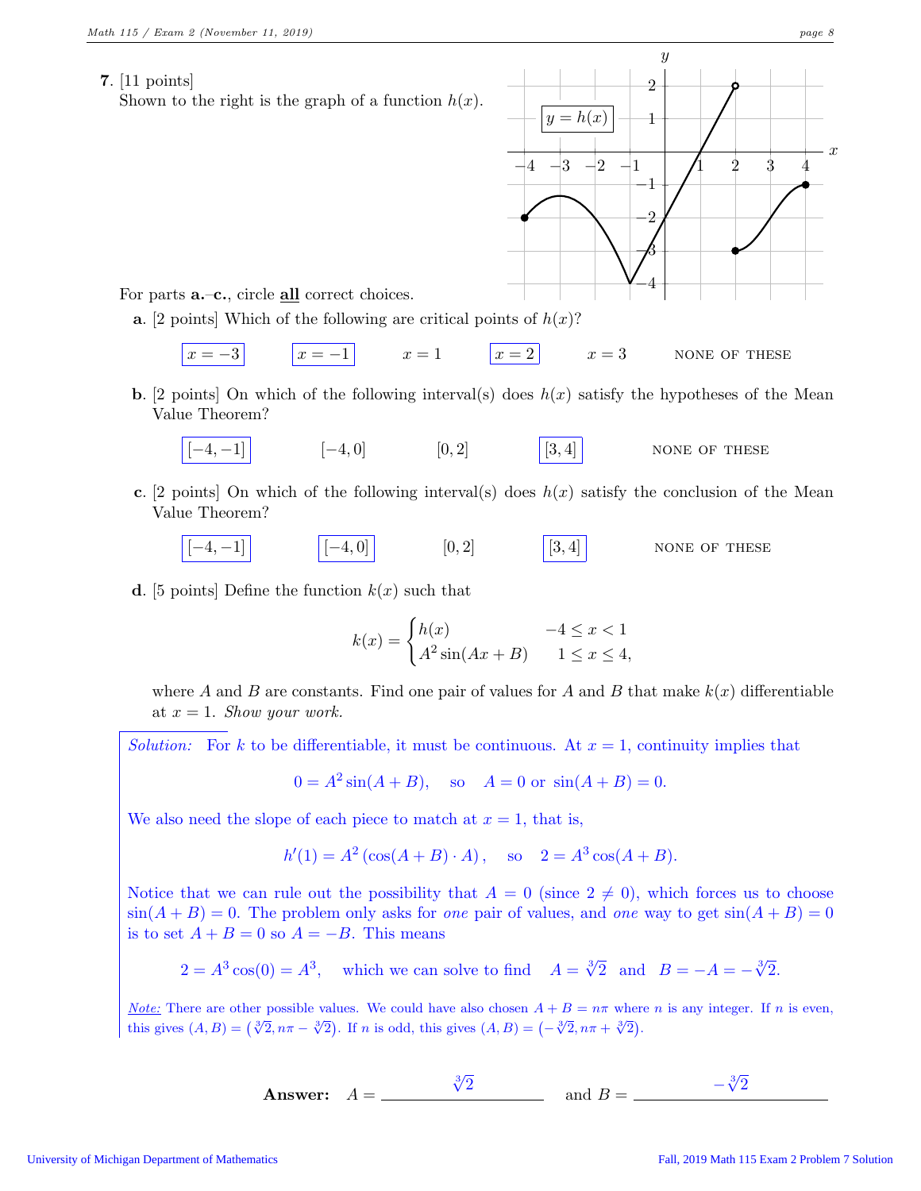**7.** [11 points]
Shown to the right is the graph of a function $h(x)$.

$y = h(x)$

y

x

2
1
−1
−2
−3
−4

−4 −3 −2 −1 1 2 3 4

For parts **a.**–**c.**, circle **all** correct choices.

**a.** [2 points] Which of the following are critical points of $h(x)$?

$\boxed{x = -3}$ $\quad$ $\boxed{x = -1}$ $\quad$ $x = 1$ $\quad$ $\boxed{x = 2}$ $\quad$ $x = 3$ $\quad$ NONE OF THESE

**b.** [2 points] On which of the following interval(s) does $h(x)$ satisfy the hypotheses of the Mean Value Theorem?

$\boxed{[-4, -1]}$ $\quad$ $[-4, 0]$ $\quad$ $[0, 2]$ $\quad$ $\boxed{[3, 4]}$ $\quad$ NONE OF THESE

**c.** [2 points] On which of the following interval(s) does $h(x)$ satisfy the conclusion of the Mean Value Theorem?

$\boxed{[-4, -1]}$ $\quad$ $\boxed{[-4, 0]}$ $\quad$ $[0, 2]$ $\quad$ $\boxed{[3, 4]}$ $\quad$ NONE OF THESE

**d.** [5 points] Define the function $k(x)$ such that

$$k(x) = \begin{cases} h(x) & -4 \le x < 1 \\ A^2 \sin(Ax + B) & 1 \le x \le 4, \end{cases}$$

where $A$ and $B$ are constants. Find one pair of values for $A$ and $B$ that make $k(x)$ differentiable at $x = 1$. *Show your work.*

*Solution:* For $k$ to be differentiable, it must be continuous. At $x = 1$, continuity implies that

$$0 = A^2 \sin(A + B), \quad \text{so} \quad A = 0 \text{ or } \sin(A + B) = 0.$$

We also need the slope of each piece to match at $x = 1$, that is,

$$h'(1) = A^2 (\cos(A + B) \cdot A), \quad \text{so} \quad 2 = A^3 \cos(A + B).$$

Notice that we can rule out the possibility that $A = 0$ (since $2 \neq 0$), which forces us to choose $\sin(A + B) = 0$. The problem only asks for *one* pair of values, and *one* way to get $\sin(A + B) = 0$ is to set $A + B = 0$ so $A = -B$. This means

$$2 = A^3 \cos(0) = A^3, \quad \text{which we can solve to find} \quad A = \sqrt[3]{2} \quad \text{and} \quad B = -A = -\sqrt[3]{2}.$$

*Note:* There are other possible values. We could have also chosen $A + B = n\pi$ where $n$ is any integer. If $n$ is even, this gives $(A, B) = (\sqrt[3]{2}, n\pi - \sqrt[3]{2})$. If $n$ is odd, this gives $(A, B) = (-\sqrt[3]{2}, n\pi + \sqrt[3]{2})$.

**Answer:** $A =$ $\sqrt[3]{2}$ and $B =$ $-\sqrt[3]{2}$